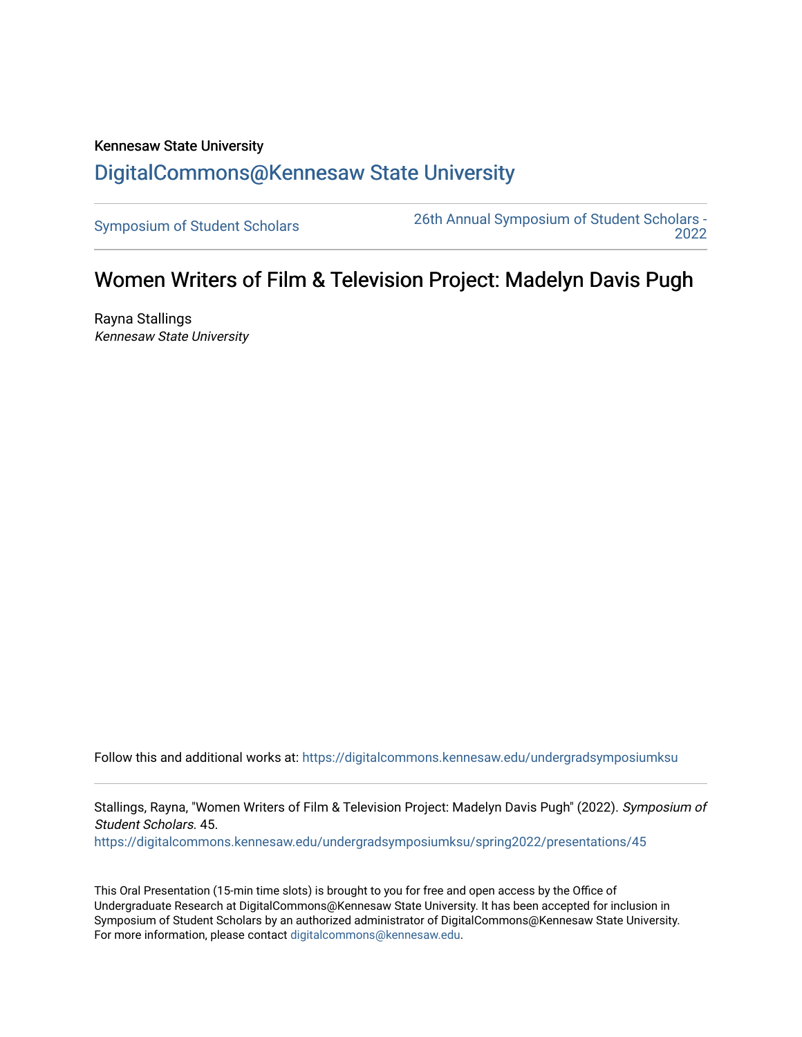Kennesaw State University

# DigitalCommons@Kennesaw State University

Symposium of Student Scholars | 26th Annual Symposium of Student Scholars - 2022

## Women Writers of Film & Television Project: Madelyn Davis Pugh

Rayna Stallings
*Kennesaw State University*

Follow this and additional works at: https://digitalcommons.kennesaw.edu/undergradsymposiumksu

Stallings, Rayna, "Women Writers of Film & Television Project: Madelyn Davis Pugh" (2022). *Symposium of Student Scholars*. 45.
https://digitalcommons.kennesaw.edu/undergradsymposiumksu/spring2022/presentations/45

This Oral Presentation (15-min time slots) is brought to you for free and open access by the Office of Undergraduate Research at DigitalCommons@Kennesaw State University. It has been accepted for inclusion in Symposium of Student Scholars by an authorized administrator of DigitalCommons@Kennesaw State University. For more information, please contact digitalcommons@kennesaw.edu.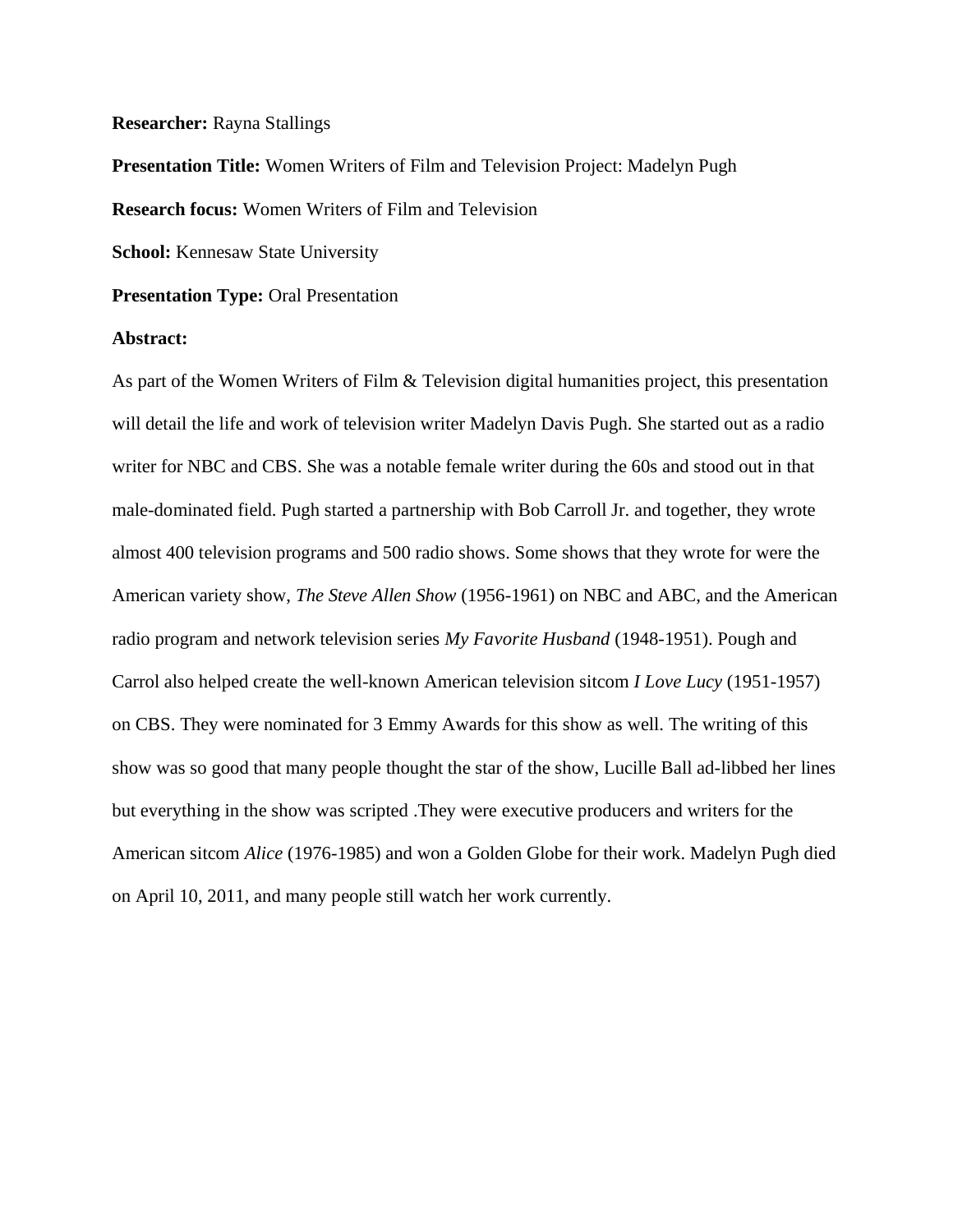**Researcher:** Rayna Stallings

**Presentation Title:** Women Writers of Film and Television Project: Madelyn Pugh

**Research focus:** Women Writers of Film and Television

**School:** Kennesaw State University

**Presentation Type:** Oral Presentation

**Abstract:**

As part of the Women Writers of Film & Television digital humanities project, this presentation will detail the life and work of television writer Madelyn Davis Pugh. She started out as a radio writer for NBC and CBS. She was a notable female writer during the 60s and stood out in that male-dominated field. Pugh started a partnership with Bob Carroll Jr. and together, they wrote almost 400 television programs and 500 radio shows. Some shows that they wrote for were the American variety show, *The Steve Allen Show* (1956-1961) on NBC and ABC, and the American radio program and network television series *My Favorite Husband* (1948-1951). Pough and Carrol also helped create the well-known American television sitcom *I Love Lucy* (1951-1957) on CBS. They were nominated for 3 Emmy Awards for this show as well. The writing of this show was so good that many people thought the star of the show, Lucille Ball ad-libbed her lines but everything in the show was scripted .They were executive producers and writers for the American sitcom *Alice* (1976-1985) and won a Golden Globe for their work. Madelyn Pugh died on April 10, 2011, and many people still watch her work currently.